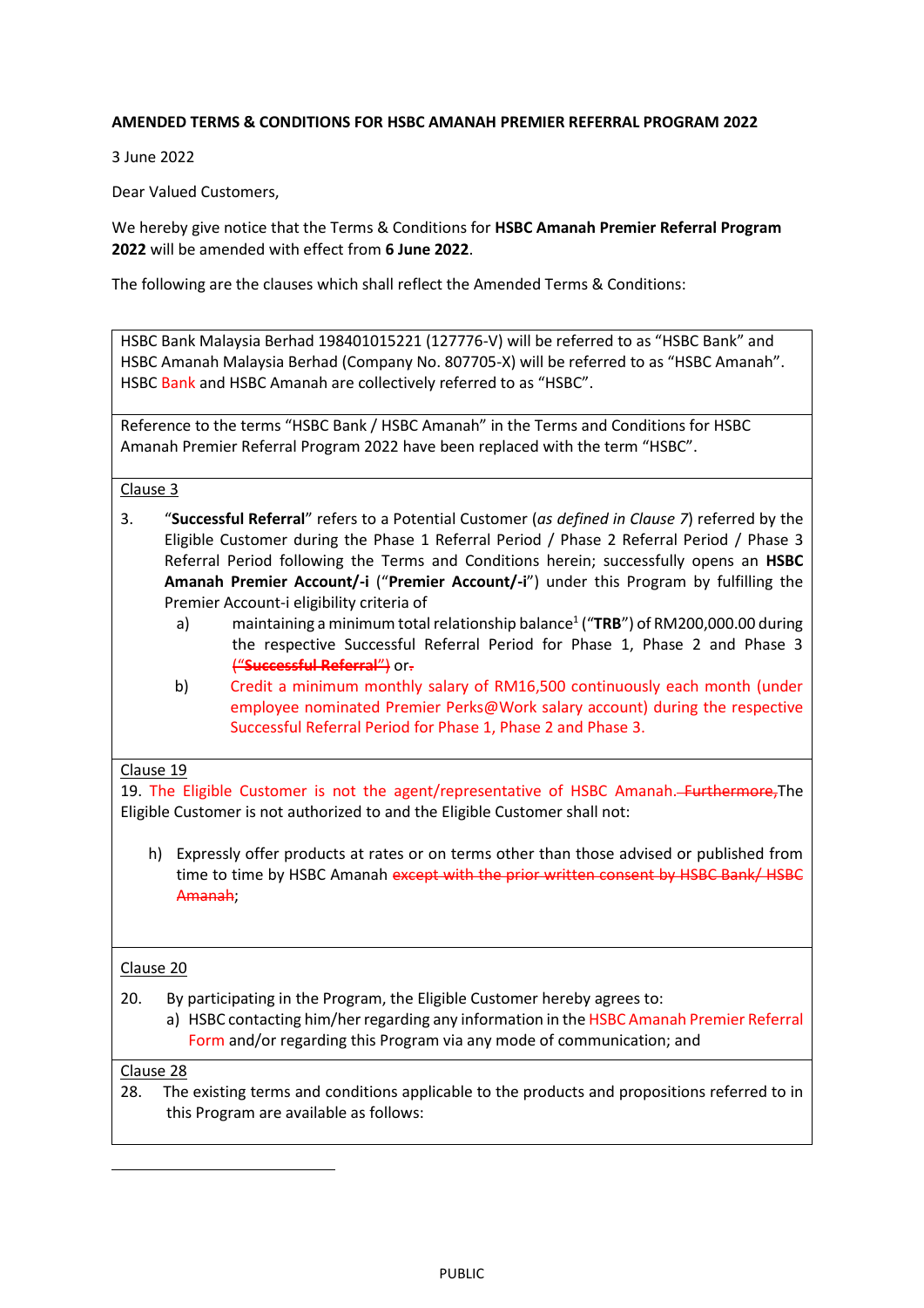**AMENDED TERMS & CONDITIONS FOR HSBC AMANAH PREMIER REFERRAL PROGRAM 2022**

3 June 2022

Dear Valued Customers,

We hereby give notice that the Terms & Conditions for **HSBC Amanah Premier Referral Program 2022** will be amended with effect from **6 June 2022**.

The following are the clauses which shall reflect the Amended Terms & Conditions:

---

HSBC Bank Malaysia Berhad 198401015221 (127776-V) will be referred to as "HSBC Bank" and HSBC Amanah Malaysia Berhad (Company No. 807705-X) will be referred to as "HSBC Amanah". HSBC Bank and HSBC Amanah are collectively referred to as "HSBC".

---

Reference to the terms "HSBC Bank / HSBC Amanah" in the Terms and Conditions for HSBC Amanah Premier Referral Program 2022 have been replaced with the term "HSBC".

---

Clause 3

3. "**Successful Referral**" refers to a Potential Customer (*as defined in Clause 7*) referred by the Eligible Customer during the Phase 1 Referral Period / Phase 2 Referral Period / Phase 3 Referral Period following the Terms and Conditions herein; successfully opens an **HSBC Amanah Premier Account/-i** ("**Premier Account/-i**") under this Program by fulfilling the Premier Account-i eligibility criteria of
   a) maintaining a minimum total relationship balance[1] ("**TRB**") of RM200,000.00 during the respective Successful Referral Period for Phase 1, Phase 2 and Phase 3 ~~("**Successful Referral**")~~ or~~.~~
   b) Credit a minimum monthly salary of RM16,500 continuously each month (under employee nominated Premier Perks@Work salary account) during the respective Successful Referral Period for Phase 1, Phase 2 and Phase 3.

---

Clause 19

19. The Eligible Customer is not the agent/representative of HSBC Amanah. ~~Furthermore,~~The Eligible Customer is not authorized to and the Eligible Customer shall not:

   h) Expressly offer products at rates or on terms other than those advised or published from time to time by HSBC Amanah ~~except with the prior written consent by HSBC Bank/ HSBC Amanah~~;

---

Clause 20

20. By participating in the Program, the Eligible Customer hereby agrees to:
   a) HSBC contacting him/her regarding any information in the HSBC Amanah Premier Referral Form and/or regarding this Program via any mode of communication; and

---

Clause 28

28. The existing terms and conditions applicable to the products and propositions referred to in this Program are available as follows: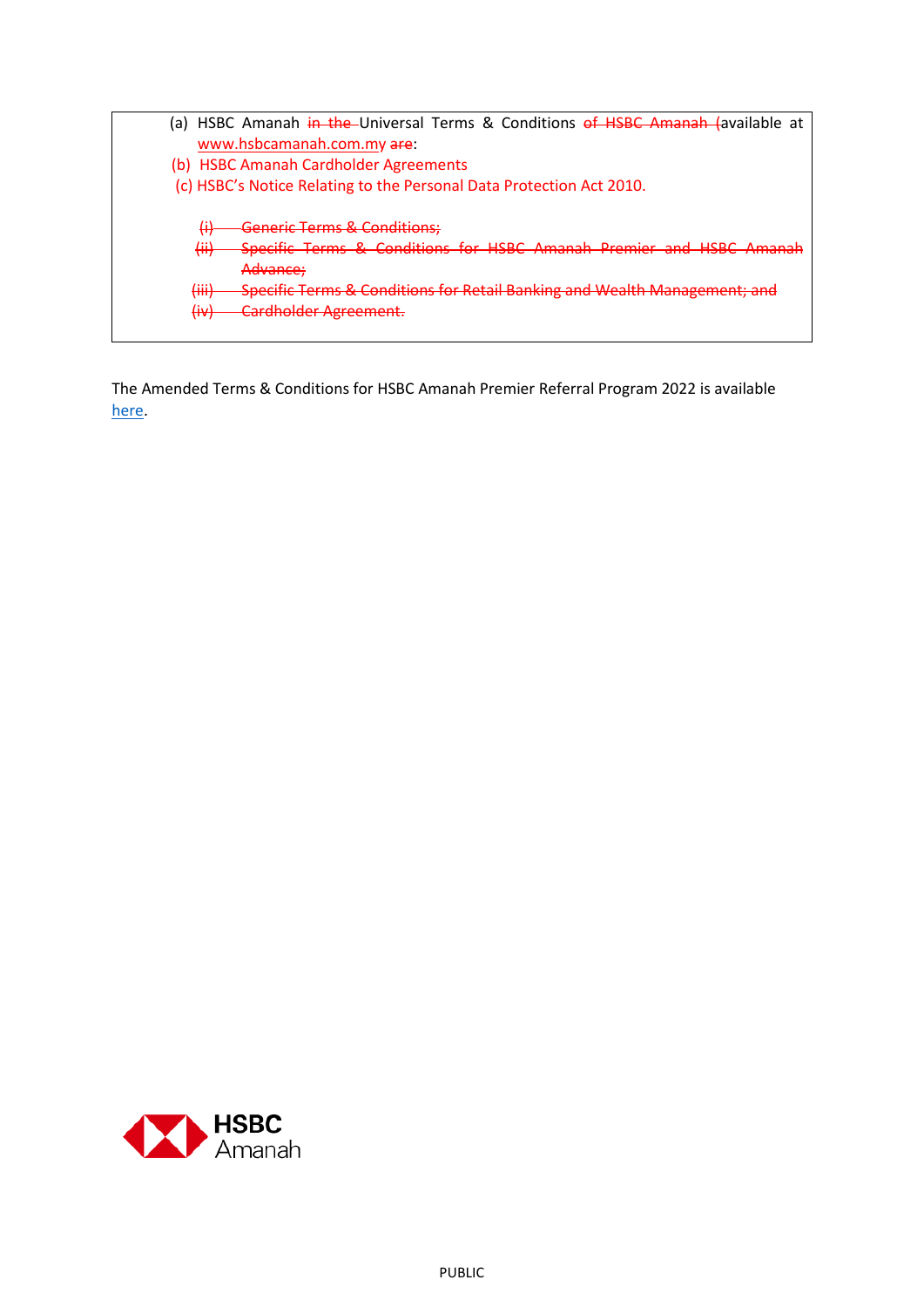(a) HSBC Amanah ~~in the~~ Universal Terms & Conditions ~~of HSBC Amanah (~~available at www.hsbcamanah.com.my ~~are~~:

(b) HSBC Amanah Cardholder Agreements

(c) HSBC's Notice Relating to the Personal Data Protection Act 2010.

~~(i) Generic Terms & Conditions;~~

~~(ii) Specific Terms & Conditions for HSBC Amanah Premier and HSBC Amanah Advance;~~

~~(iii) Specific Terms & Conditions for Retail Banking and Wealth Management; and~~

~~(iv) Cardholder Agreement.~~

The Amended Terms & Conditions for HSBC Amanah Premier Referral Program 2022 is available here.

HSBC Amanah

PUBLIC